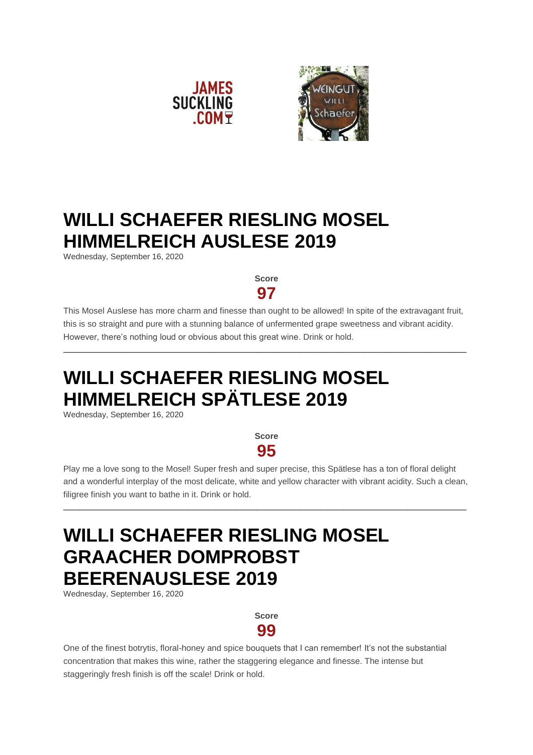# WILLI SCHAEFER RIESLING MOSEL HIMMELREICH AUSLESE 2019

Wednesday, September 16, 2020

**Score**

**97**

This Mosel Auslese has more charm and finesse than ought to be allowed! In spite of the extravagant fruit, this is so straight and pure with a stunning balance of unfermented grape sweetness and vibrant acidity. However, there's nothing loud or obvious about this great wine. Drink or hold.

---

# WILLI SCHAEFER RIESLING MOSEL HIMMELREICH SPÄTLESE 2019

Wednesday, September 16, 2020

**Score**

**95**

Play me a love song to the Mosel! Super fresh and super precise, this Spätlese has a ton of floral delight and a wonderful interplay of the most delicate, white and yellow character with vibrant acidity. Such a clean, filigree finish you want to bathe in it. Drink or hold.

---

# WILLI SCHAEFER RIESLING MOSEL GRAACHER DOMPROBST BEERENAUSLESE 2019

Wednesday, September 16, 2020

**Score**

**99**

One of the finest botrytis, floral-honey and spice bouquets that I can remember! It's not the substantial concentration that makes this wine, rather the staggering elegance and finesse. The intense but staggeringly fresh finish is off the scale! Drink or hold.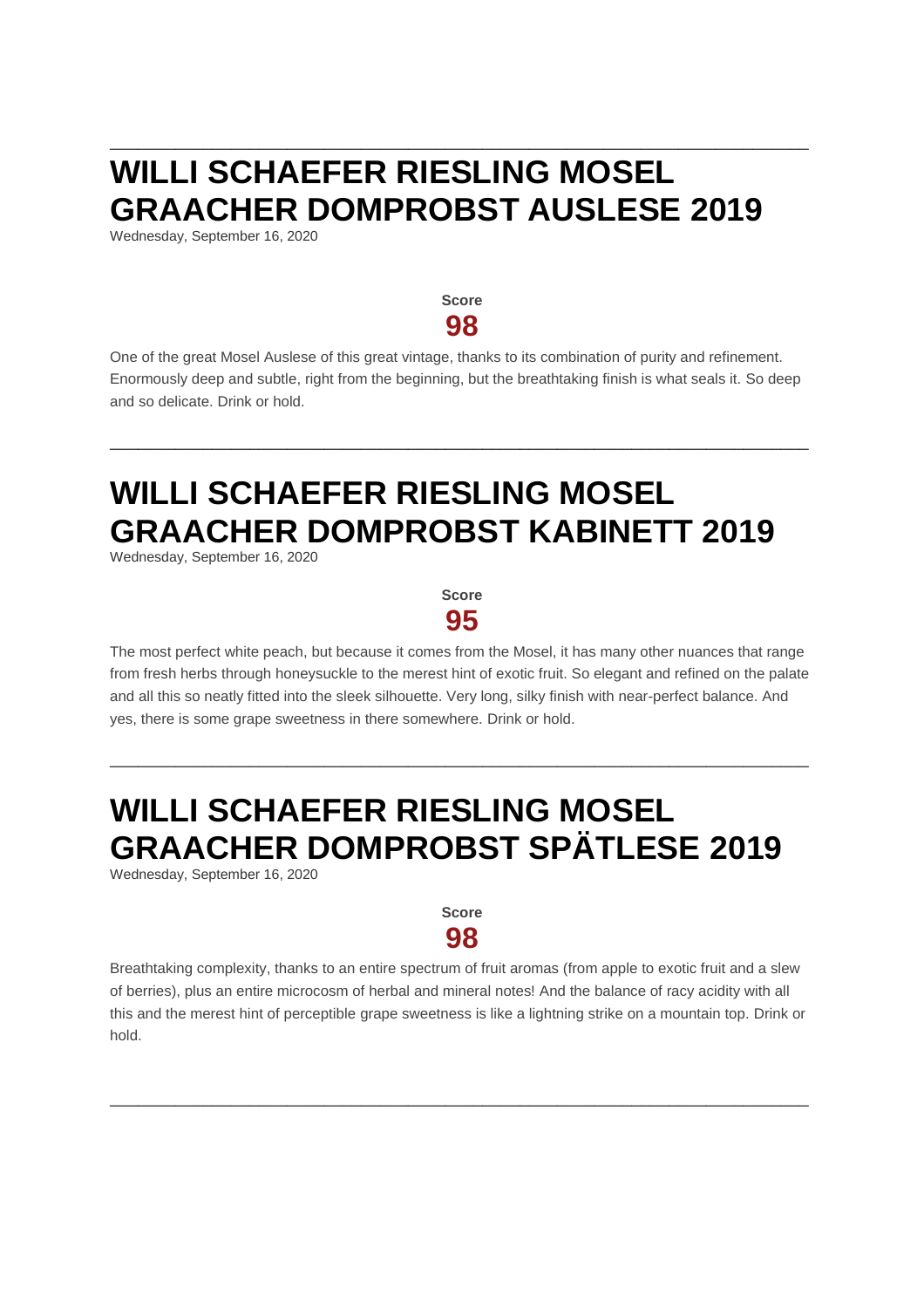---

# WILLI SCHAEFER RIESLING MOSEL GRAACHER DOMPROBST AUSLESE 2019

Wednesday, September 16, 2020

**Score**

**98**

One of the great Mosel Auslese of this great vintage, thanks to its combination of purity and refinement. Enormously deep and subtle, right from the beginning, but the breathtaking finish is what seals it. So deep and so delicate. Drink or hold.

---

# WILLI SCHAEFER RIESLING MOSEL GRAACHER DOMPROBST KABINETT 2019

Wednesday, September 16, 2020

**Score**

**95**

The most perfect white peach, but because it comes from the Mosel, it has many other nuances that range from fresh herbs through honeysuckle to the merest hint of exotic fruit. So elegant and refined on the palate and all this so neatly fitted into the sleek silhouette. Very long, silky finish with near-perfect balance. And yes, there is some grape sweetness in there somewhere. Drink or hold.

---

# WILLI SCHAEFER RIESLING MOSEL GRAACHER DOMPROBST SPÄTLESE 2019

Wednesday, September 16, 2020

**Score**

**98**

Breathtaking complexity, thanks to an entire spectrum of fruit aromas (from apple to exotic fruit and a slew of berries), plus an entire microcosm of herbal and mineral notes! And the balance of racy acidity with all this and the merest hint of perceptible grape sweetness is like a lightning strike on a mountain top. Drink or hold.

---